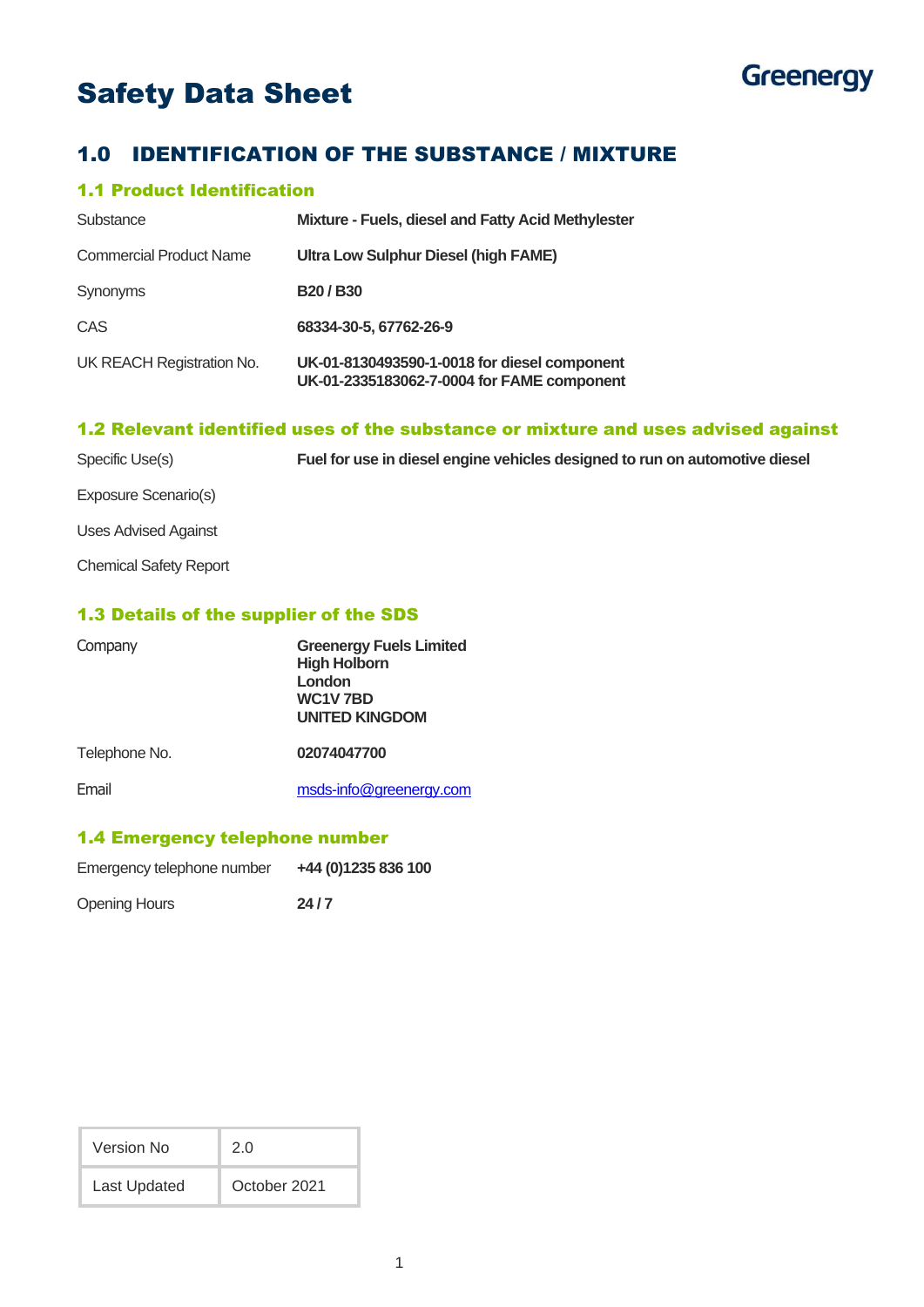# Safety Data Sheet

Greenergy

## 1.0 IDENTIFICATION OF THE SUBSTANCE / MIXTURE

### 1.1 Product Identification

| | |
|---|---|
| Substance | **Mixture - Fuels, diesel and Fatty Acid Methylester** |
| Commercial Product Name | **Ultra Low Sulphur Diesel (high FAME)** |
| Synonyms | **B20 / B30** |
| CAS | **68334-30-5, 67762-26-9** |
| UK REACH Registration No. | **UK-01-8130493590-1-0018 for diesel component**<br>**UK-01-2335183062-7-0004 for FAME component** |

### 1.2 Relevant identified uses of the substance or mixture and uses advised against

| | |
|---|---|
| Specific Use(s) | **Fuel for use in diesel engine vehicles designed to run on automotive diesel** |
| Exposure Scenario(s) | |
| Uses Advised Against | |
| Chemical Safety Report | |

### 1.3 Details of the supplier of the SDS

| | |
|---|---|
| Company | **Greenergy Fuels Limited**<br>**High Holborn**<br>**London**<br>**WC1V 7BD**<br>**UNITED KINGDOM** |
| Telephone No. | **02074047700** |
| Email | msds-info@greenergy.com |

### 1.4 Emergency telephone number

| | |
|---|---|
| Emergency telephone number | **+44 (0)1235 836 100** |
| Opening Hours | **24 / 7** |

| | |
|---|---|
| Version No | 2.0 |
| Last Updated | October 2021 |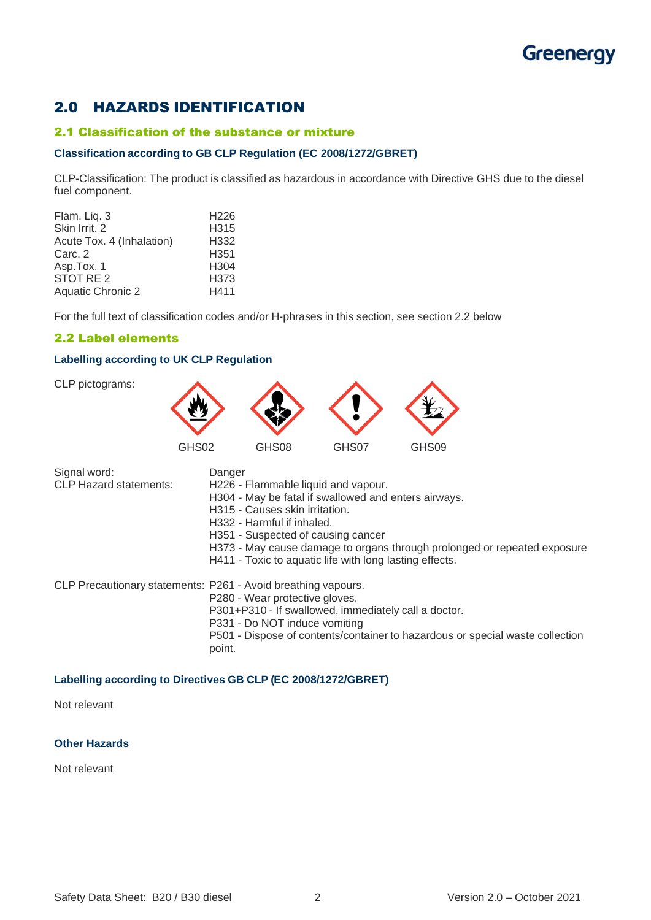## 2.0 HAZARDS IDENTIFICATION

### 2.1 Classification of the substance or mixture

#### Classification according to GB CLP Regulation (EC 2008/1272/GBRET)

CLP-Classification: The product is classified as hazardous in accordance with Directive GHS due to the diesel fuel component.

| | |
|---|---|
| Flam. Liq. 3 | H226 |
| Skin Irrit. 2 | H315 |
| Acute Tox. 4 (Inhalation) | H332 |
| Carc. 2 | H351 |
| Asp.Tox. 1 | H304 |
| STOT RE 2 | H373 |
| Aquatic Chronic 2 | H411 |

For the full text of classification codes and/or H-phrases in this section, see section 2.2 below

### 2.2 Label elements

#### Labelling according to UK CLP Regulation

CLP pictograms:

GHS02 GHS08 GHS07 GHS09

Signal word: Danger

CLP Hazard statements:
- H226 - Flammable liquid and vapour.
- H304 - May be fatal if swallowed and enters airways.
- H315 - Causes skin irritation.
- H332 - Harmful if inhaled.
- H351 - Suspected of causing cancer
- H373 - May cause damage to organs through prolonged or repeated exposure
- H411 - Toxic to aquatic life with long lasting effects.

CLP Precautionary statements:
- P261 - Avoid breathing vapours.
- P280 - Wear protective gloves.
- P301+P310 - If swallowed, immediately call a doctor.
- P331 - Do NOT induce vomiting
- P501 - Dispose of contents/container to hazardous or special waste collection point.

#### Labelling according to Directives GB CLP (EC 2008/1272/GBRET)

Not relevant

#### Other Hazards

Not relevant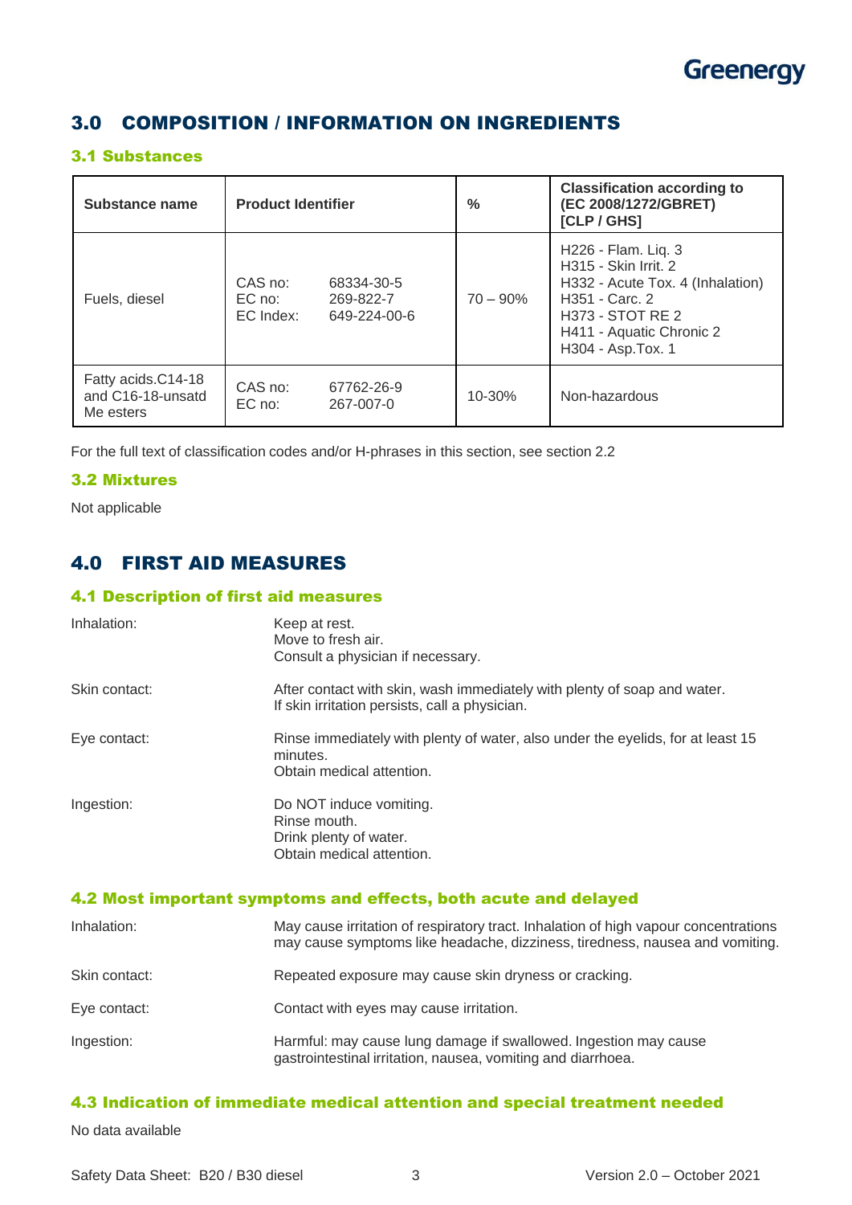## 3.0 COMPOSITION / INFORMATION ON INGREDIENTS

### 3.1 Substances

| Substance name | Product Identifier | % | Classification according to (EC 2008/1272/GBRET) [CLP / GHS] |
|---|---|---|---|
| Fuels, diesel | CAS no: 68334-30-5<br>EC no: 269-822-7<br>EC Index: 649-224-00-6 | 70 – 90% | H226 - Flam. Liq. 3<br>H315 - Skin Irrit. 2<br>H332 - Acute Tox. 4 (Inhalation)<br>H351 - Carc. 2<br>H373 - STOT RE 2<br>H411 - Aquatic Chronic 2<br>H304 - Asp.Tox. 1 |
| Fatty acids.C14-18 and C16-18-unsatd Me esters | CAS no: 67762-26-9<br>EC no: 267-007-0 | 10-30% | Non-hazardous |

For the full text of classification codes and/or H-phrases in this section, see section 2.2

### 3.2 Mixtures

Not applicable

## 4.0 FIRST AID MEASURES

### 4.1 Description of first aid measures

**Inhalation:** Keep at rest.
Move to fresh air.
Consult a physician if necessary.

**Skin contact:** After contact with skin, wash immediately with plenty of soap and water.
If skin irritation persists, call a physician.

**Eye contact:** Rinse immediately with plenty of water, also under the eyelids, for at least 15 minutes.
Obtain medical attention.

**Ingestion:** Do NOT induce vomiting.
Rinse mouth.
Drink plenty of water.
Obtain medical attention.

### 4.2 Most important symptoms and effects, both acute and delayed

**Inhalation:** May cause irritation of respiratory tract. Inhalation of high vapour concentrations may cause symptoms like headache, dizziness, tiredness, nausea and vomiting.

**Skin contact:** Repeated exposure may cause skin dryness or cracking.

**Eye contact:** Contact with eyes may cause irritation.

**Ingestion:** Harmful: may cause lung damage if swallowed. Ingestion may cause gastrointestinal irritation, nausea, vomiting and diarrhoea.

### 4.3 Indication of immediate medical attention and special treatment needed

No data available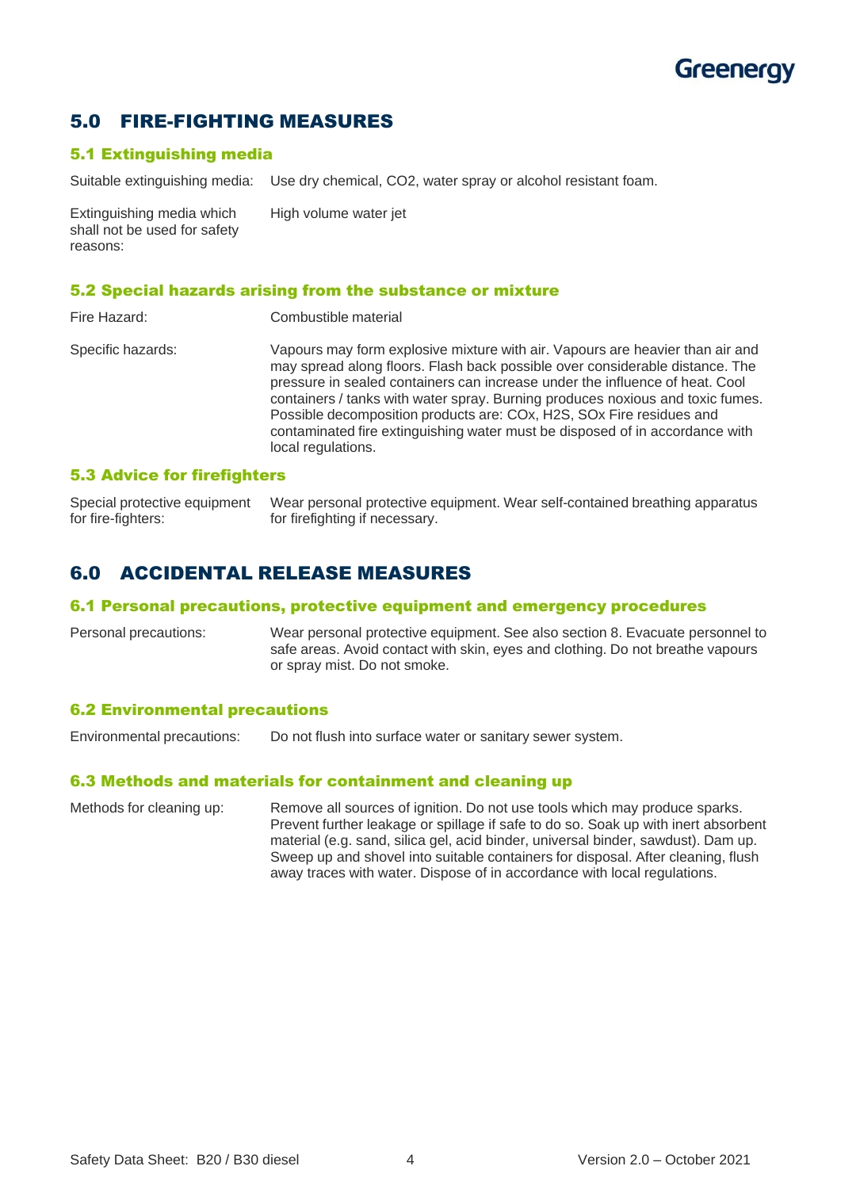## 5.0 FIRE-FIGHTING MEASURES

### 5.1 Extinguishing media

| | |
|---|---|
| Suitable extinguishing media: | Use dry chemical, $CO_2$, water spray or alcohol resistant foam. |
| Extinguishing media which shall not be used for safety reasons: | High volume water jet |

### 5.2 Special hazards arising from the substance or mixture

| | |
|---|---|
| Fire Hazard: | Combustible material |
| Specific hazards: | Vapours may form explosive mixture with air. Vapours are heavier than air and may spread along floors. Flash back possible over considerable distance. The pressure in sealed containers can increase under the influence of heat. Cool containers / tanks with water spray. Burning produces noxious and toxic fumes. Possible decomposition products are: $CO_x$, $H_2S$, $SO_x$ Fire residues and contaminated fire extinguishing water must be disposed of in accordance with local regulations. |

### 5.3 Advice for firefighters

| | |
|---|---|
| Special protective equipment for fire-fighters: | Wear personal protective equipment. Wear self-contained breathing apparatus for firefighting if necessary. |

## 6.0 ACCIDENTAL RELEASE MEASURES

### 6.1 Personal precautions, protective equipment and emergency procedures

| | |
|---|---|
| Personal precautions: | Wear personal protective equipment. See also section 8. Evacuate personnel to safe areas. Avoid contact with skin, eyes and clothing. Do not breathe vapours or spray mist. Do not smoke. |

### 6.2 Environmental precautions

| | |
|---|---|
| Environmental precautions: | Do not flush into surface water or sanitary sewer system. |

### 6.3 Methods and materials for containment and cleaning up

| | |
|---|---|
| Methods for cleaning up: | Remove all sources of ignition. Do not use tools which may produce sparks. Prevent further leakage or spillage if safe to do so. Soak up with inert absorbent material (e.g. sand, silica gel, acid binder, universal binder, sawdust). Dam up. Sweep up and shovel into suitable containers for disposal. After cleaning, flush away traces with water. Dispose of in accordance with local regulations. |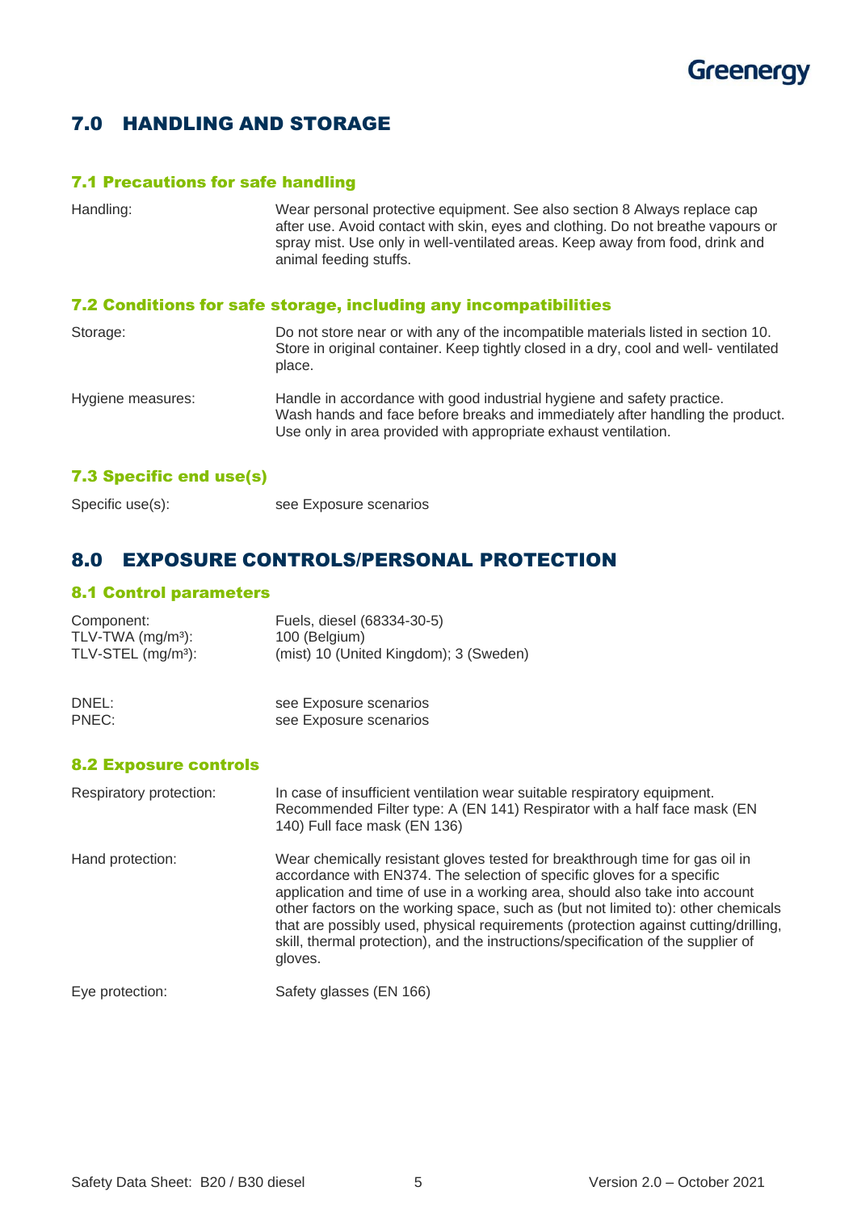## 7.0 HANDLING AND STORAGE

### 7.1 Precautions for safe handling

| | |
|---|---|
| Handling: | Wear personal protective equipment. See also section 8 Always replace cap after use. Avoid contact with skin, eyes and clothing. Do not breathe vapours or spray mist. Use only in well-ventilated areas. Keep away from food, drink and animal feeding stuffs. |

### 7.2 Conditions for safe storage, including any incompatibilities

| | |
|---|---|
| Storage: | Do not store near or with any of the incompatible materials listed in section 10. Store in original container. Keep tightly closed in a dry, cool and well- ventilated place. |
| Hygiene measures: | Handle in accordance with good industrial hygiene and safety practice. Wash hands and face before breaks and immediately after handling the product. Use only in area provided with appropriate exhaust ventilation. |

### 7.3 Specific end use(s)

| | |
|---|---|
| Specific use(s): | see Exposure scenarios |

## 8.0 EXPOSURE CONTROLS/PERSONAL PROTECTION

### 8.1 Control parameters

| | |
|---|---|
| Component: | Fuels, diesel (68334-30-5) |
| TLV-TWA (mg/m³): | 100 (Belgium) |
| TLV-STEL (mg/m³): | (mist) 10 (United Kingdom); 3 (Sweden) |

| | |
|---|---|
| DNEL: | see Exposure scenarios |
| PNEC: | see Exposure scenarios |

### 8.2 Exposure controls

| | |
|---|---|
| Respiratory protection: | In case of insufficient ventilation wear suitable respiratory equipment. Recommended Filter type: A (EN 141) Respirator with a half face mask (EN 140) Full face mask (EN 136) |
| Hand protection: | Wear chemically resistant gloves tested for breakthrough time for gas oil in accordance with EN374. The selection of specific gloves for a specific application and time of use in a working area, should also take into account other factors on the working space, such as (but not limited to): other chemicals that are possibly used, physical requirements (protection against cutting/drilling, skill, thermal protection), and the instructions/specification of the supplier of gloves. |
| Eye protection: | Safety glasses (EN 166) |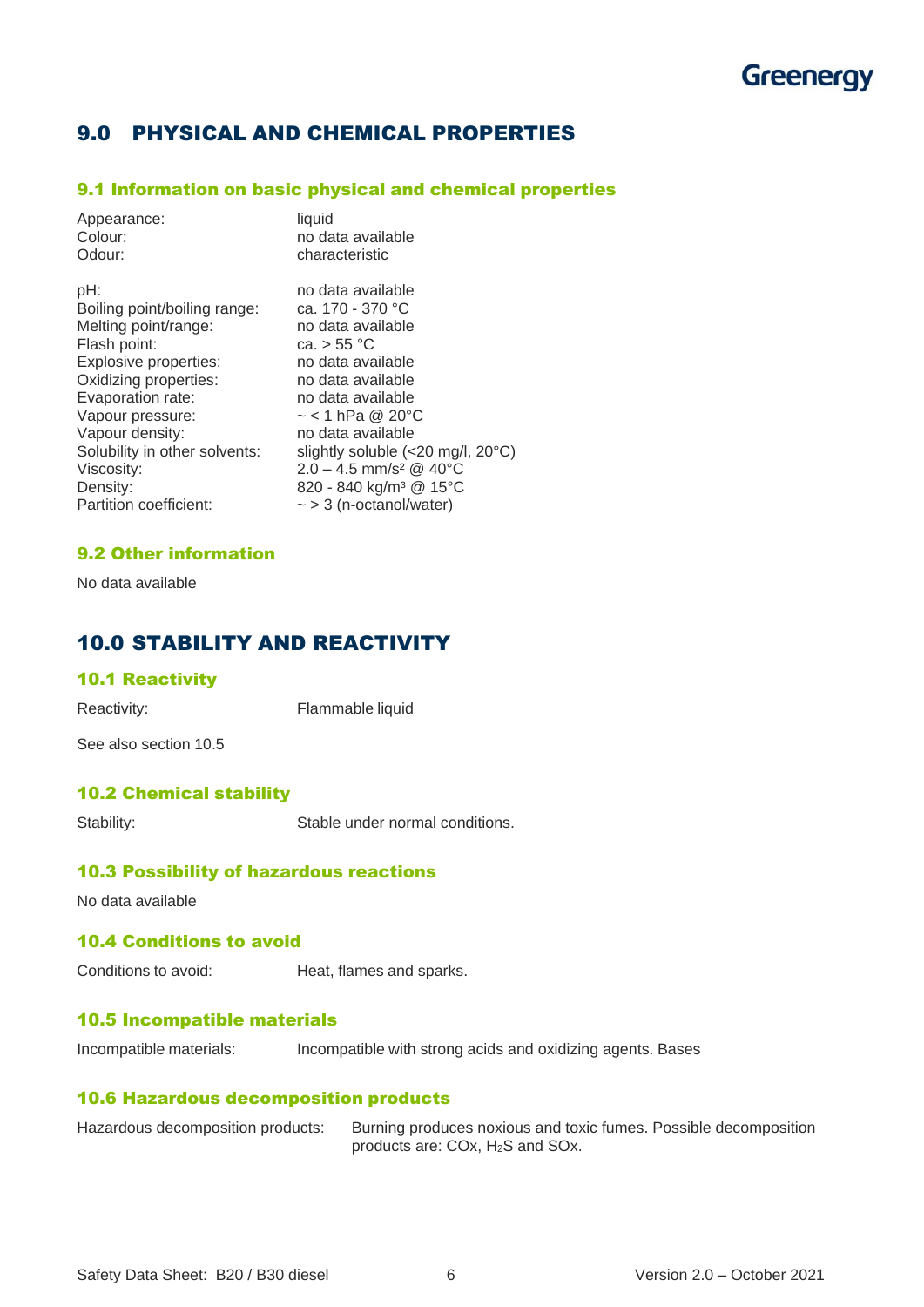## 9.0 PHYSICAL AND CHEMICAL PROPERTIES

### 9.1 Information on basic physical and chemical properties

| | |
|---|---|
| Appearance: | liquid |
| Colour: | no data available |
| Odour: | characteristic |
| pH: | no data available |
| Boiling point/boiling range: | ca. 170 - 370 °C |
| Melting point/range: | no data available |
| Flash point: | ca. > 55 °C |
| Explosive properties: | no data available |
| Oxidizing properties: | no data available |
| Evaporation rate: | no data available |
| Vapour pressure: | ~ < 1 hPa @ 20°C |
| Vapour density: | no data available |
| Solubility in other solvents: | slightly soluble (<20 mg/l, 20°C) |
| Viscosity: | 2.0 – 4.5 mm/s² @ 40°C |
| Density: | 820 - 840 kg/m³ @ 15°C |
| Partition coefficient: | ~ > 3 (n-octanol/water) |

### 9.2 Other information

No data available

## 10.0 STABILITY AND REACTIVITY

### 10.1 Reactivity

Reactivity: Flammable liquid

See also section 10.5

### 10.2 Chemical stability

Stability: Stable under normal conditions.

### 10.3 Possibility of hazardous reactions

No data available

### 10.4 Conditions to avoid

Conditions to avoid: Heat, flames and sparks.

### 10.5 Incompatible materials

Incompatible materials: Incompatible with strong acids and oxidizing agents. Bases

### 10.6 Hazardous decomposition products

Hazardous decomposition products: Burning produces noxious and toxic fumes. Possible decomposition products are: $CO_x$, $H_2S$ and $SO_x$.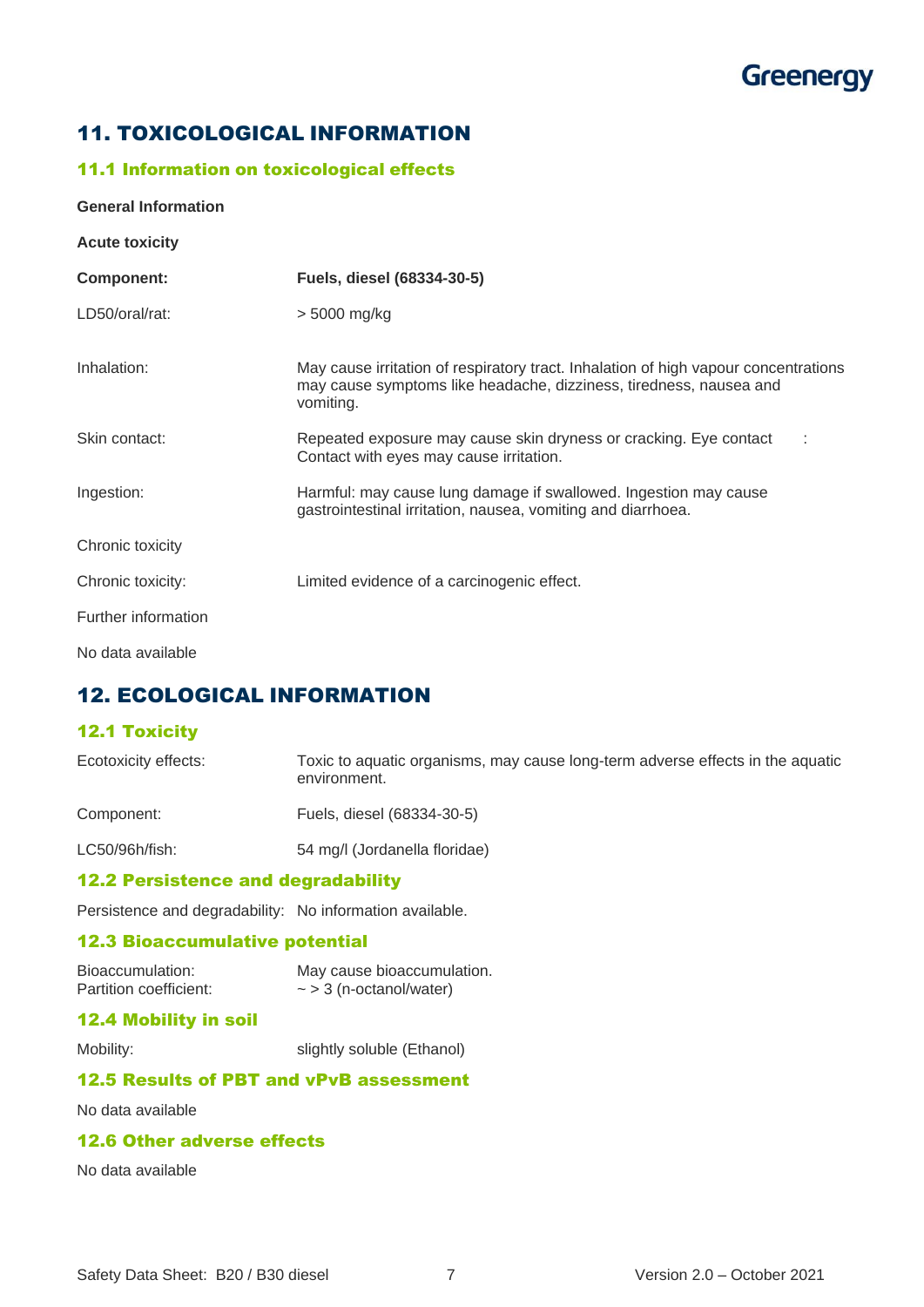## 11. TOXICOLOGICAL INFORMATION

### 11.1 Information on toxicological effects

**General Information**

**Acute toxicity**

| **Component:** | **Fuels, diesel (68334-30-5)** |
|---|---|
| LD50/oral/rat: | > 5000 mg/kg |
| Inhalation: | May cause irritation of respiratory tract. Inhalation of high vapour concentrations may cause symptoms like headache, dizziness, tiredness, nausea and vomiting. |
| Skin contact: | Repeated exposure may cause skin dryness or cracking. Eye contact : Contact with eyes may cause irritation. |
| Ingestion: | Harmful: may cause lung damage if swallowed. Ingestion may cause gastrointestinal irritation, nausea, vomiting and diarrhoea. |

Chronic toxicity

Chronic toxicity: Limited evidence of a carcinogenic effect.

Further information

No data available

## 12. ECOLOGICAL INFORMATION

### 12.1 Toxicity

| Ecotoxicity effects: | Toxic to aquatic organisms, may cause long-term adverse effects in the aquatic environment. |
|---|---|
| Component: | Fuels, diesel (68334-30-5) |
| LC50/96h/fish: | 54 mg/l (Jordanella floridae) |

### 12.2 Persistence and degradability

Persistence and degradability: No information available.

### 12.3 Bioaccumulative potential

Bioaccumulation: May cause bioaccumulation.
Partition coefficient: ~ > 3 (n-octanol/water)

### 12.4 Mobility in soil

Mobility: slightly soluble (Ethanol)

### 12.5 Results of PBT and vPvB assessment

No data available

### 12.6 Other adverse effects

No data available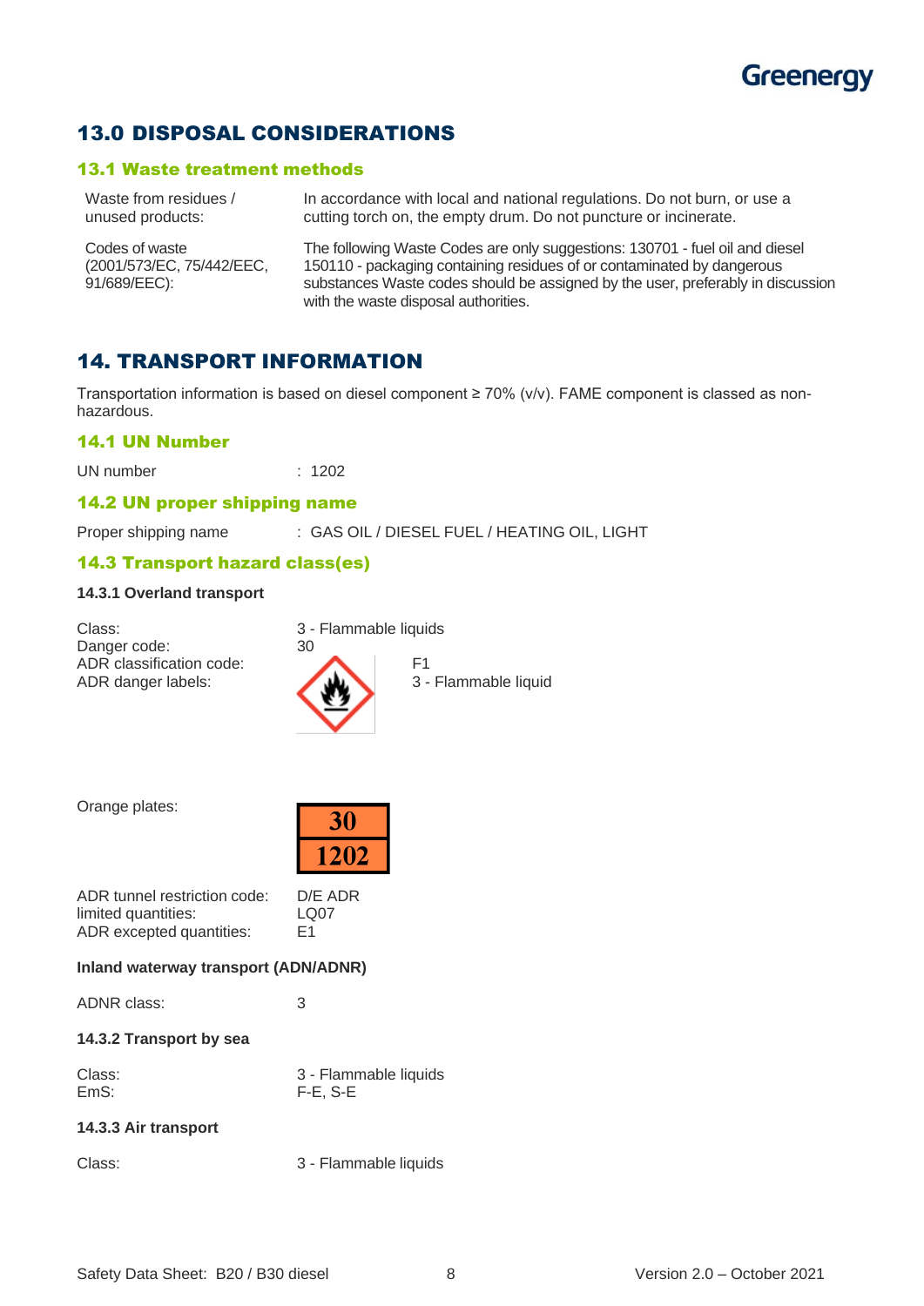## 13.0 DISPOSAL CONSIDERATIONS

### 13.1 Waste treatment methods

| | |
|---|---|
| Waste from residues / unused products: | In accordance with local and national regulations. Do not burn, or use a cutting torch on, the empty drum. Do not puncture or incinerate. |
| Codes of waste (2001/573/EC, 75/442/EEC, 91/689/EEC): | The following Waste Codes are only suggestions: 130701 - fuel oil and diesel 150110 - packaging containing residues of or contaminated by dangerous substances Waste codes should be assigned by the user, preferably in discussion with the waste disposal authorities. |

## 14. TRANSPORT INFORMATION

Transportation information is based on diesel component ≥ 70% (v/v). FAME component is classed as non-hazardous.

### 14.1 UN Number

UN number : 1202

### 14.2 UN proper shipping name

Proper shipping name : GAS OIL / DIESEL FUEL / HEATING OIL, LIGHT

### 14.3 Transport hazard class(es)

**14.3.1 Overland transport**

Class: 3 - Flammable liquids
Danger code: 30
ADR classification code: F1
ADR danger labels: 3 - Flammable liquid

Orange plates:

| 30 |
|---|
| 1202 |

ADR tunnel restriction code: D/E ADR
limited quantities: LQ07
ADR excepted quantities: E1

**Inland waterway transport (ADN/ADNR)**

ADNR class: 3

**14.3.2 Transport by sea**

Class: 3 - Flammable liquids
EmS: F-E, S-E

**14.3.3 Air transport**

Class: 3 - Flammable liquids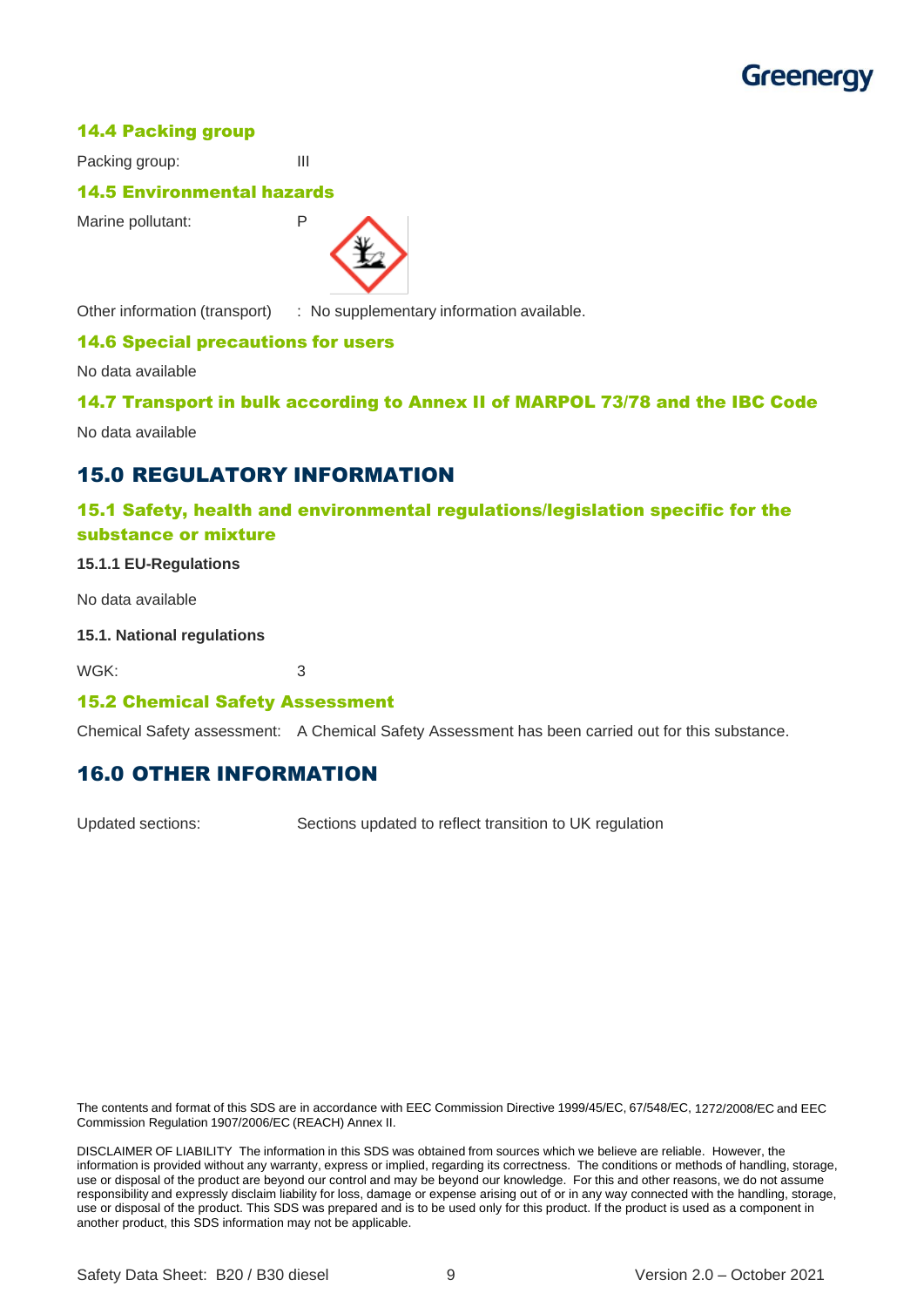### 14.4 Packing group

Packing group: III

### 14.5 Environmental hazards

Marine pollutant: P

Other information (transport) : No supplementary information available.

### 14.6 Special precautions for users

No data available

### 14.7 Transport in bulk according to Annex II of MARPOL 73/78 and the IBC Code

No data available

## 15.0 REGULATORY INFORMATION

### 15.1 Safety, health and environmental regulations/legislation specific for the substance or mixture

**15.1.1 EU-Regulations**

No data available

**15.1. National regulations**

WGK: 3

### 15.2 Chemical Safety Assessment

Chemical Safety assessment: A Chemical Safety Assessment has been carried out for this substance.

## 16.0 OTHER INFORMATION

Updated sections: Sections updated to reflect transition to UK regulation

The contents and format of this SDS are in accordance with EEC Commission Directive 1999/45/EC, 67/548/EC, 1272/2008/EC and EEC Commission Regulation 1907/2006/EC (REACH) Annex II.

DISCLAIMER OF LIABILITY The information in this SDS was obtained from sources which we believe are reliable. However, the information is provided without any warranty, express or implied, regarding its correctness. The conditions or methods of handling, storage, use or disposal of the product are beyond our control and may be beyond our knowledge. For this and other reasons, we do not assume responsibility and expressly disclaim liability for loss, damage or expense arising out of or in any way connected with the handling, storage, use or disposal of the product. This SDS was prepared and is to be used only for this product. If the product is used as a component in another product, this SDS information may not be applicable.